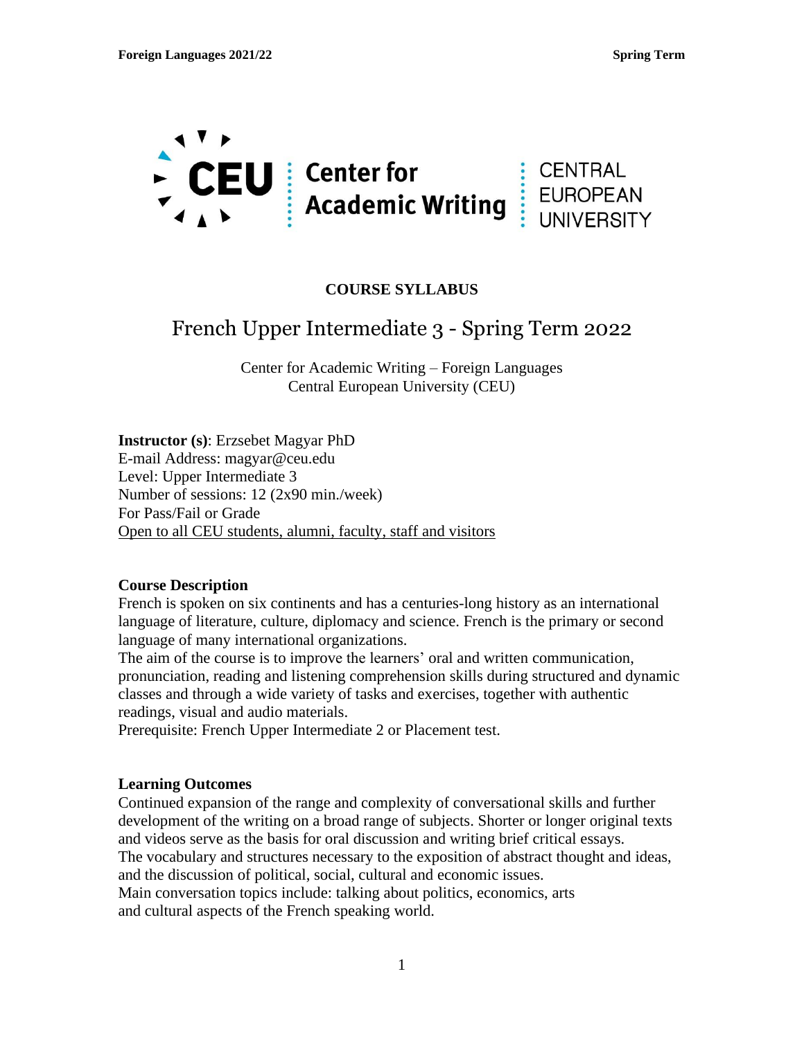**CEU** | **Center for Academic Writing** | CENTRAL EUROPEAN UNIVERSITY

**COURSE SYLLABUS**

# French Upper Intermediate 3 - Spring Term 2022

Center for Academic Writing – Foreign Languages
Central European University (CEU)

**Instructor (s)**: Erzsebet Magyar PhD
E-mail Address: magyar@ceu.edu
Level: Upper Intermediate 3
Number of sessions: 12 (2x90 min./week)
For Pass/Fail or Grade
Open to all CEU students, alumni, faculty, staff and visitors

## Course Description

French is spoken on six continents and has a centuries-long history as an international language of literature, culture, diplomacy and science. French is the primary or second language of many international organizations.
The aim of the course is to improve the learners' oral and written communication, pronunciation, reading and listening comprehension skills during structured and dynamic classes and through a wide variety of tasks and exercises, together with authentic readings, visual and audio materials.
Prerequisite: French Upper Intermediate 2 or Placement test.

## Learning Outcomes

Continued expansion of the range and complexity of conversational skills and further development of the writing on a broad range of subjects. Shorter or longer original texts and videos serve as the basis for oral discussion and writing brief critical essays.
The vocabulary and structures necessary to the exposition of abstract thought and ideas, and the discussion of political, social, cultural and economic issues.
Main conversation topics include: talking about politics, economics, arts and cultural aspects of the French speaking world.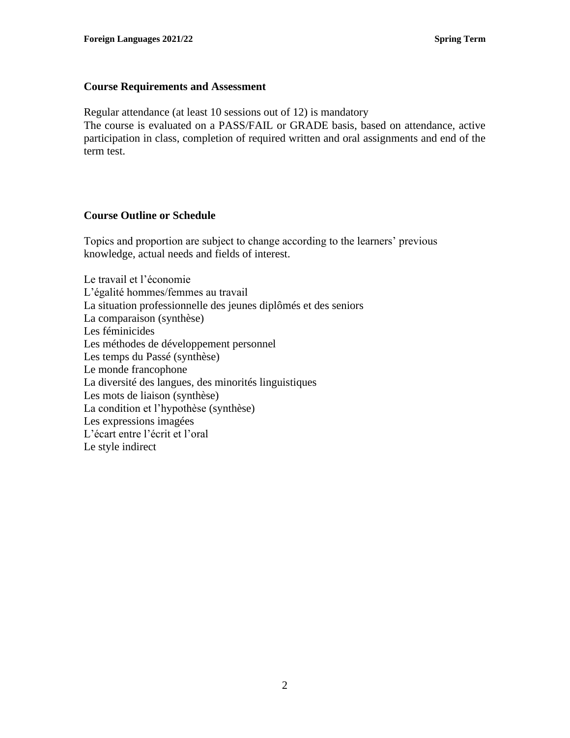## Course Requirements and Assessment

Regular attendance (at least 10 sessions out of 12) is mandatory
The course is evaluated on a PASS/FAIL or GRADE basis, based on attendance, active participation in class, completion of required written and oral assignments and end of the term test.

## Course Outline or Schedule

Topics and proportion are subject to change according to the learners' previous knowledge, actual needs and fields of interest.

Le travail et l'économie
L'égalité hommes/femmes au travail
La situation professionnelle des jeunes diplômés et des seniors
La comparaison (synthèse)
Les féminicides
Les méthodes de développement personnel
Les temps du Passé (synthèse)
Le monde francophone
La diversité des langues, des minorités linguistiques
Les mots de liaison (synthèse)
La condition et l'hypothèse (synthèse)
Les expressions imagées
L'écart entre l'écrit et l'oral
Le style indirect